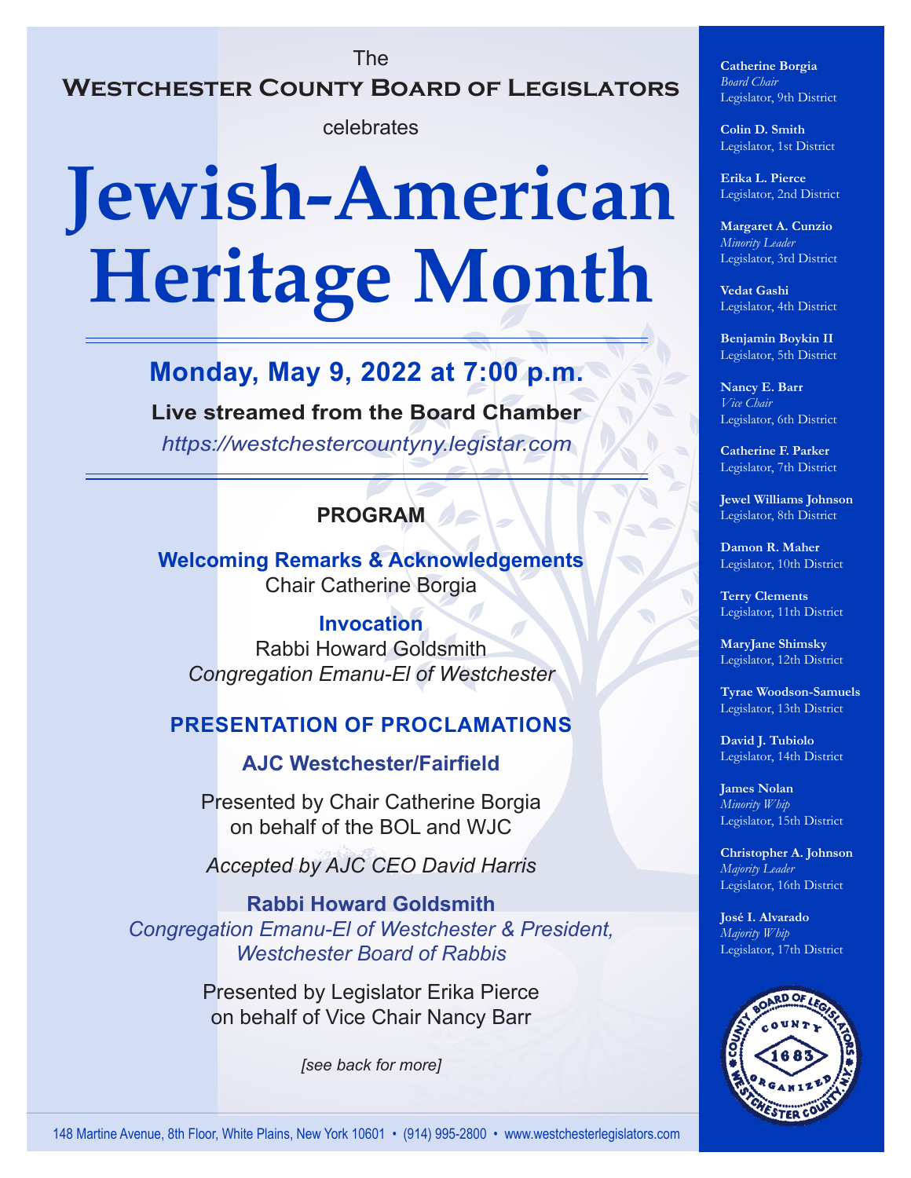The

# Westchester County Board of Legislators

celebrates

# Jewish-American Heritage Month

## Monday, May 9, 2022 at 7:00 p.m.

**Live streamed from the Board Chamber**

*https://westchestercountyny.legistar.com*

### PROGRAM

**Welcoming Remarks & Acknowledgements**
Chair Catherine Borgia

**Invocation**
Rabbi Howard Goldsmith
*Congregation Emanu-El of Westchester*

### PRESENTATION OF PROCLAMATIONS

**AJC Westchester/Fairfield**

Presented by Chair Catherine Borgia
on behalf of the BOL and WJC

*Accepted by AJC CEO David Harris*

**Rabbi Howard Goldsmith**
*Congregation Emanu-El of Westchester & President, Westchester Board of Rabbis*

Presented by Legislator Erika Pierce
on behalf of Vice Chair Nancy Barr

*[see back for more]*

**Catherine Borgia**
*Board Chair*
Legislator, 9th District

**Colin D. Smith**
Legislator, 1st District

**Erika L. Pierce**
Legislator, 2nd District

**Margaret A. Cunzio**
*Minority Leader*
Legislator, 3rd District

**Vedat Gashi**
Legislator, 4th District

**Benjamin Boykin II**
Legislator, 5th District

**Nancy E. Barr**
*Vice Chair*
Legislator, 6th District

**Catherine F. Parker**
Legislator, 7th District

**Jewel Williams Johnson**
Legislator, 8th District

**Damon R. Maher**
Legislator, 10th District

**Terry Clements**
Legislator, 11th District

**MaryJane Shimsky**
Legislator, 12th District

**Tyrae Woodson-Samuels**
Legislator, 13th District

**David J. Tubiolo**
Legislator, 14th District

**James Nolan**
*Minority Whip*
Legislator, 15th District

**Christopher A. Johnson**
*Majority Leader*
Legislator, 16th District

**José I. Alvarado**
*Majority Whip*
Legislator, 17th District

County Board of Legislators • County • 1683 • Organized • Westchester County, N.Y.

148 Martine Avenue, 8th Floor, White Plains, New York 10601 • (914) 995-2800 • www.westchesterlegislators.com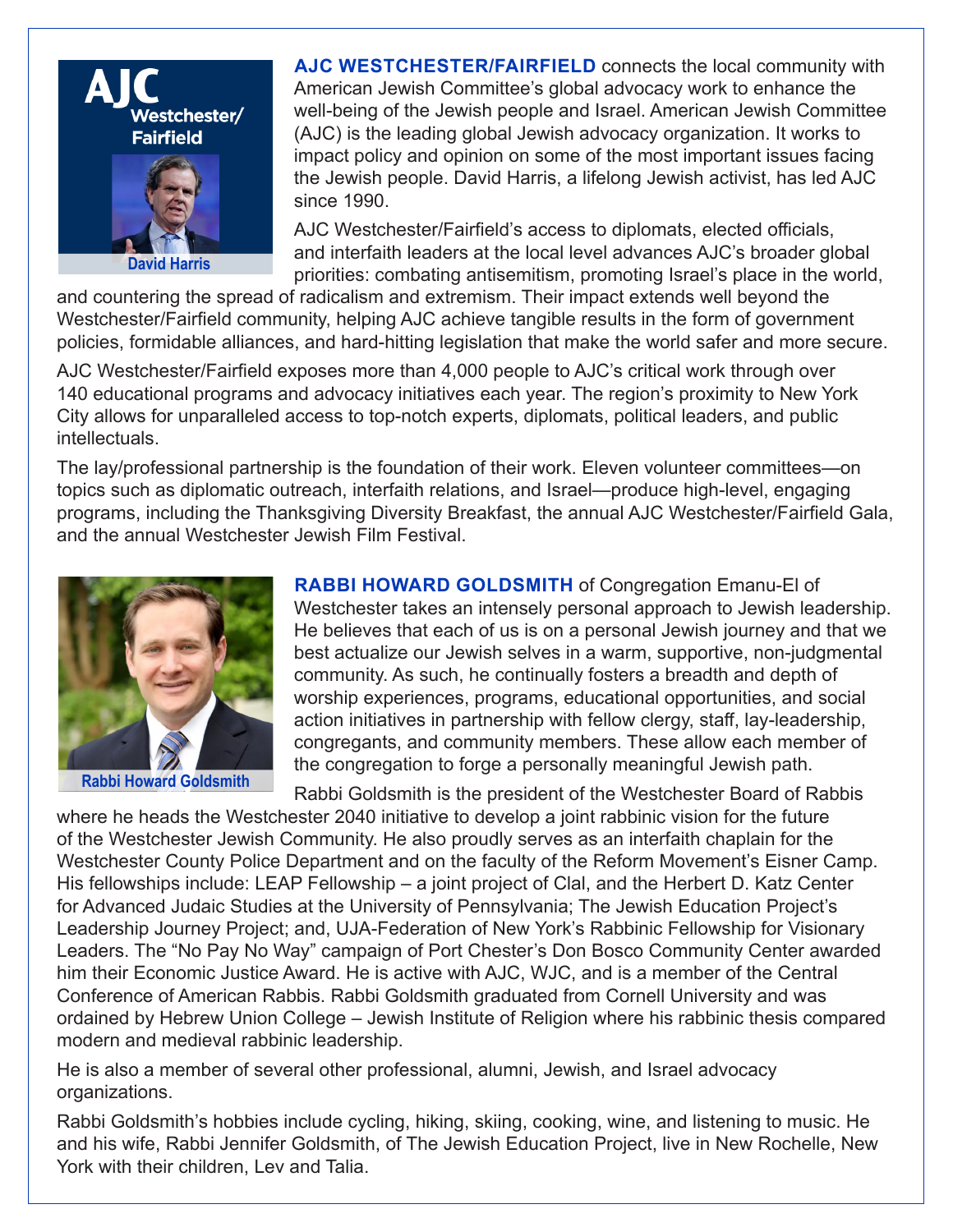AJC Westchester/ Fairfield

David Harris

**AJC WESTCHESTER/FAIRFIELD** connects the local community with American Jewish Committee's global advocacy work to enhance the well-being of the Jewish people and Israel. American Jewish Committee (AJC) is the leading global Jewish advocacy organization. It works to impact policy and opinion on some of the most important issues facing the Jewish people. David Harris, a lifelong Jewish activist, has led AJC since 1990.

AJC Westchester/Fairfield's access to diplomats, elected officials, and interfaith leaders at the local level advances AJC's broader global priorities: combating antisemitism, promoting Israel's place in the world, and countering the spread of radicalism and extremism. Their impact extends well beyond the Westchester/Fairfield community, helping AJC achieve tangible results in the form of government policies, formidable alliances, and hard-hitting legislation that make the world safer and more secure.

AJC Westchester/Fairfield exposes more than 4,000 people to AJC's critical work through over 140 educational programs and advocacy initiatives each year. The region's proximity to New York City allows for unparalleled access to top-notch experts, diplomats, political leaders, and public intellectuals.

The lay/professional partnership is the foundation of their work. Eleven volunteer committees—on topics such as diplomatic outreach, interfaith relations, and Israel—produce high-level, engaging programs, including the Thanksgiving Diversity Breakfast, the annual AJC Westchester/Fairfield Gala, and the annual Westchester Jewish Film Festival.

Rabbi Howard Goldsmith

**RABBI HOWARD GOLDSMITH** of Congregation Emanu-El of Westchester takes an intensely personal approach to Jewish leadership. He believes that each of us is on a personal Jewish journey and that we best actualize our Jewish selves in a warm, supportive, non-judgmental community. As such, he continually fosters a breadth and depth of worship experiences, programs, educational opportunities, and social action initiatives in partnership with fellow clergy, staff, lay-leadership, congregants, and community members. These allow each member of the congregation to forge a personally meaningful Jewish path.

Rabbi Goldsmith is the president of the Westchester Board of Rabbis where he heads the Westchester 2040 initiative to develop a joint rabbinic vision for the future of the Westchester Jewish Community. He also proudly serves as an interfaith chaplain for the Westchester County Police Department and on the faculty of the Reform Movement's Eisner Camp. His fellowships include: LEAP Fellowship – a joint project of Clal, and the Herbert D. Katz Center for Advanced Judaic Studies at the University of Pennsylvania; The Jewish Education Project's Leadership Journey Project; and, UJA-Federation of New York's Rabbinic Fellowship for Visionary Leaders. The "No Pay No Way" campaign of Port Chester's Don Bosco Community Center awarded him their Economic Justice Award. He is active with AJC, WJC, and is a member of the Central Conference of American Rabbis. Rabbi Goldsmith graduated from Cornell University and was ordained by Hebrew Union College – Jewish Institute of Religion where his rabbinic thesis compared modern and medieval rabbinic leadership.

He is also a member of several other professional, alumni, Jewish, and Israel advocacy organizations.

Rabbi Goldsmith's hobbies include cycling, hiking, skiing, cooking, wine, and listening to music. He and his wife, Rabbi Jennifer Goldsmith, of The Jewish Education Project, live in New Rochelle, New York with their children, Lev and Talia.